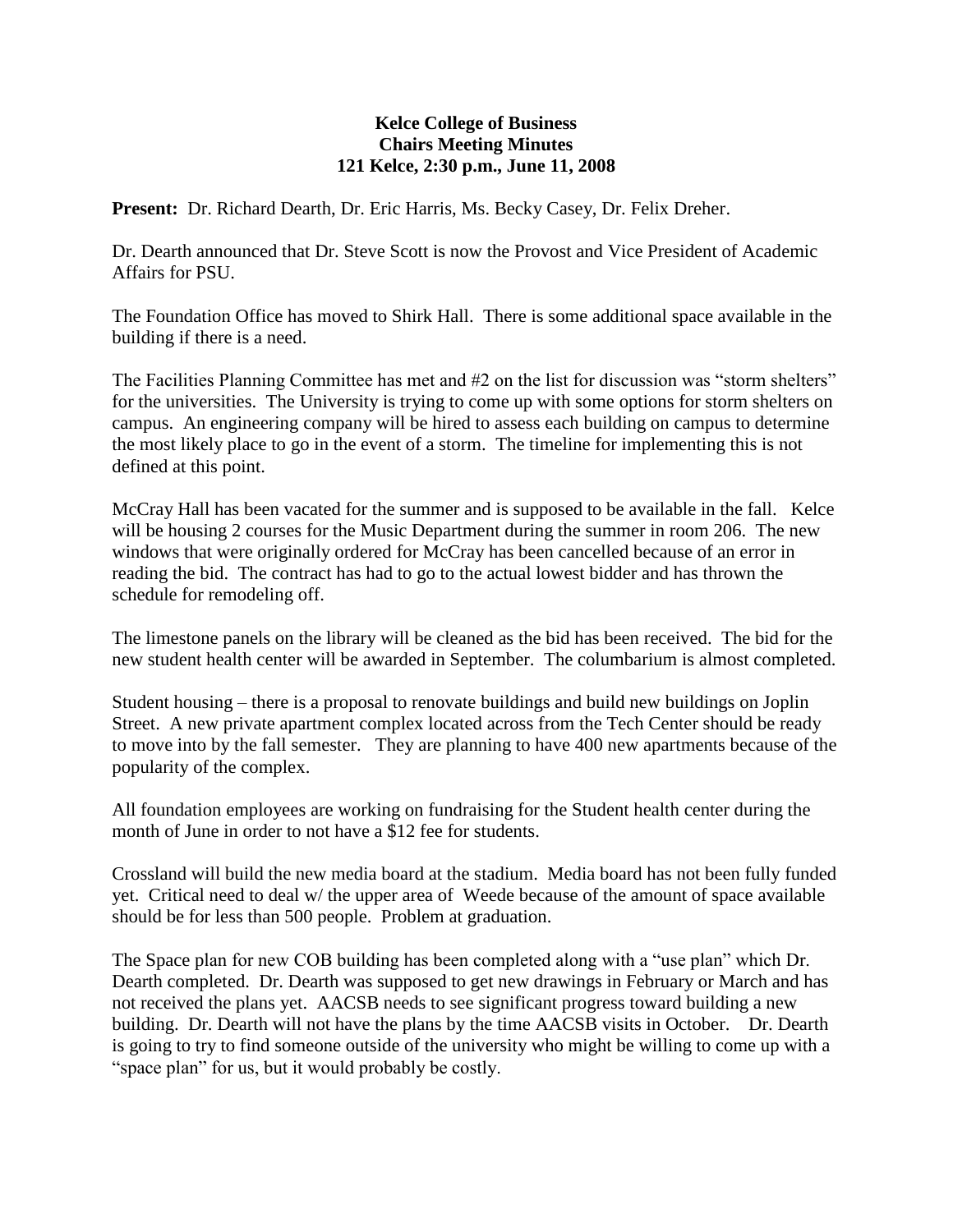**Kelce College of Business**
**Chairs Meeting Minutes**
**121 Kelce, 2:30 p.m., June 11, 2008**

**Present:** Dr. Richard Dearth, Dr. Eric Harris, Ms. Becky Casey, Dr. Felix Dreher.

Dr. Dearth announced that Dr. Steve Scott is now the Provost and Vice President of Academic Affairs for PSU.

The Foundation Office has moved to Shirk Hall. There is some additional space available in the building if there is a need.

The Facilities Planning Committee has met and #2 on the list for discussion was "storm shelters" for the universities. The University is trying to come up with some options for storm shelters on campus. An engineering company will be hired to assess each building on campus to determine the most likely place to go in the event of a storm. The timeline for implementing this is not defined at this point.

McCray Hall has been vacated for the summer and is supposed to be available in the fall. Kelce will be housing 2 courses for the Music Department during the summer in room 206. The new windows that were originally ordered for McCray has been cancelled because of an error in reading the bid. The contract has had to go to the actual lowest bidder and has thrown the schedule for remodeling off.

The limestone panels on the library will be cleaned as the bid has been received. The bid for the new student health center will be awarded in September. The columbarium is almost completed.

Student housing – there is a proposal to renovate buildings and build new buildings on Joplin Street. A new private apartment complex located across from the Tech Center should be ready to move into by the fall semester. They are planning to have 400 new apartments because of the popularity of the complex.

All foundation employees are working on fundraising for the Student health center during the month of June in order to not have a $12 fee for students.

Crossland will build the new media board at the stadium. Media board has not been fully funded yet. Critical need to deal w/ the upper area of Weede because of the amount of space available should be for less than 500 people. Problem at graduation.

The Space plan for new COB building has been completed along with a "use plan" which Dr. Dearth completed. Dr. Dearth was supposed to get new drawings in February or March and has not received the plans yet. AACSB needs to see significant progress toward building a new building. Dr. Dearth will not have the plans by the time AACSB visits in October. Dr. Dearth is going to try to find someone outside of the university who might be willing to come up with a "space plan" for us, but it would probably be costly.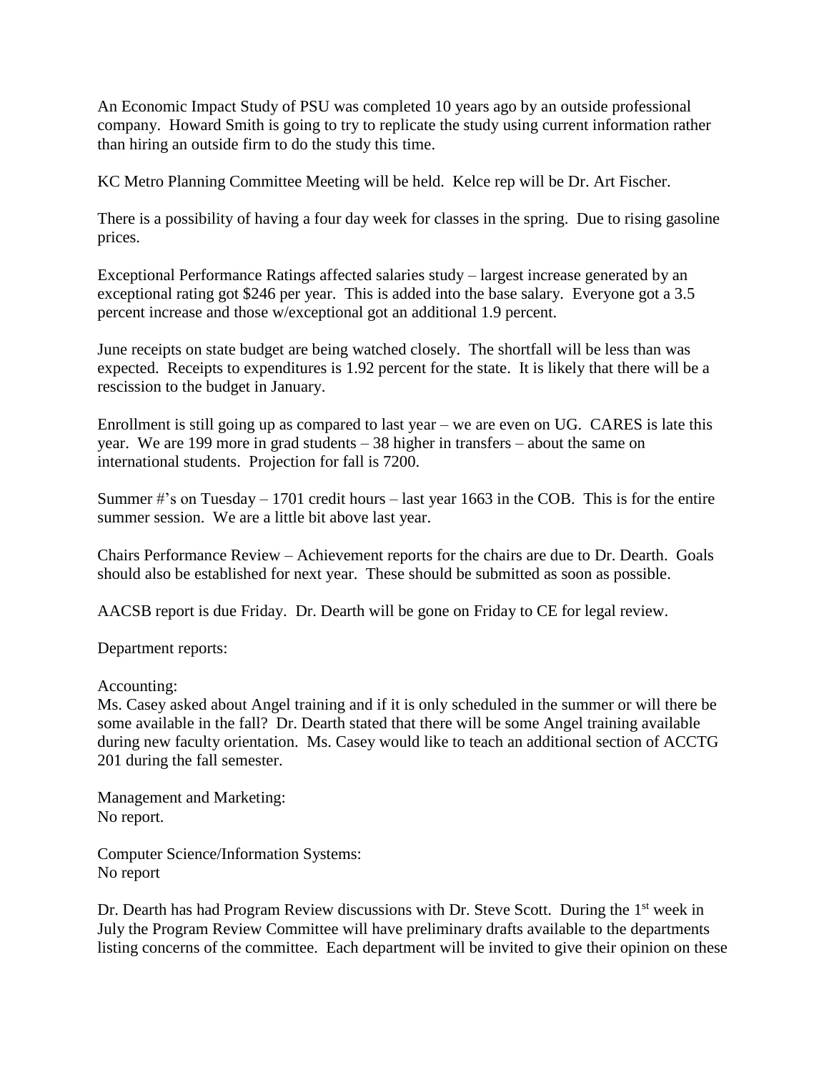An Economic Impact Study of PSU was completed 10 years ago by an outside professional company. Howard Smith is going to try to replicate the study using current information rather than hiring an outside firm to do the study this time.

KC Metro Planning Committee Meeting will be held. Kelce rep will be Dr. Art Fischer.

There is a possibility of having a four day week for classes in the spring. Due to rising gasoline prices.

Exceptional Performance Ratings affected salaries study – largest increase generated by an exceptional rating got $246 per year. This is added into the base salary. Everyone got a 3.5 percent increase and those w/exceptional got an additional 1.9 percent.

June receipts on state budget are being watched closely. The shortfall will be less than was expected. Receipts to expenditures is 1.92 percent for the state. It is likely that there will be a rescission to the budget in January.

Enrollment is still going up as compared to last year – we are even on UG. CARES is late this year. We are 199 more in grad students – 38 higher in transfers – about the same on international students. Projection for fall is 7200.

Summer #'s on Tuesday – 1701 credit hours – last year 1663 in the COB. This is for the entire summer session. We are a little bit above last year.

Chairs Performance Review – Achievement reports for the chairs are due to Dr. Dearth. Goals should also be established for next year. These should be submitted as soon as possible.

AACSB report is due Friday. Dr. Dearth will be gone on Friday to CE for legal review.

Department reports:

Accounting:
Ms. Casey asked about Angel training and if it is only scheduled in the summer or will there be some available in the fall? Dr. Dearth stated that there will be some Angel training available during new faculty orientation. Ms. Casey would like to teach an additional section of ACCTG 201 during the fall semester.

Management and Marketing:
No report.

Computer Science/Information Systems:
No report

Dr. Dearth has had Program Review discussions with Dr. Steve Scott. During the 1st week in July the Program Review Committee will have preliminary drafts available to the departments listing concerns of the committee. Each department will be invited to give their opinion on these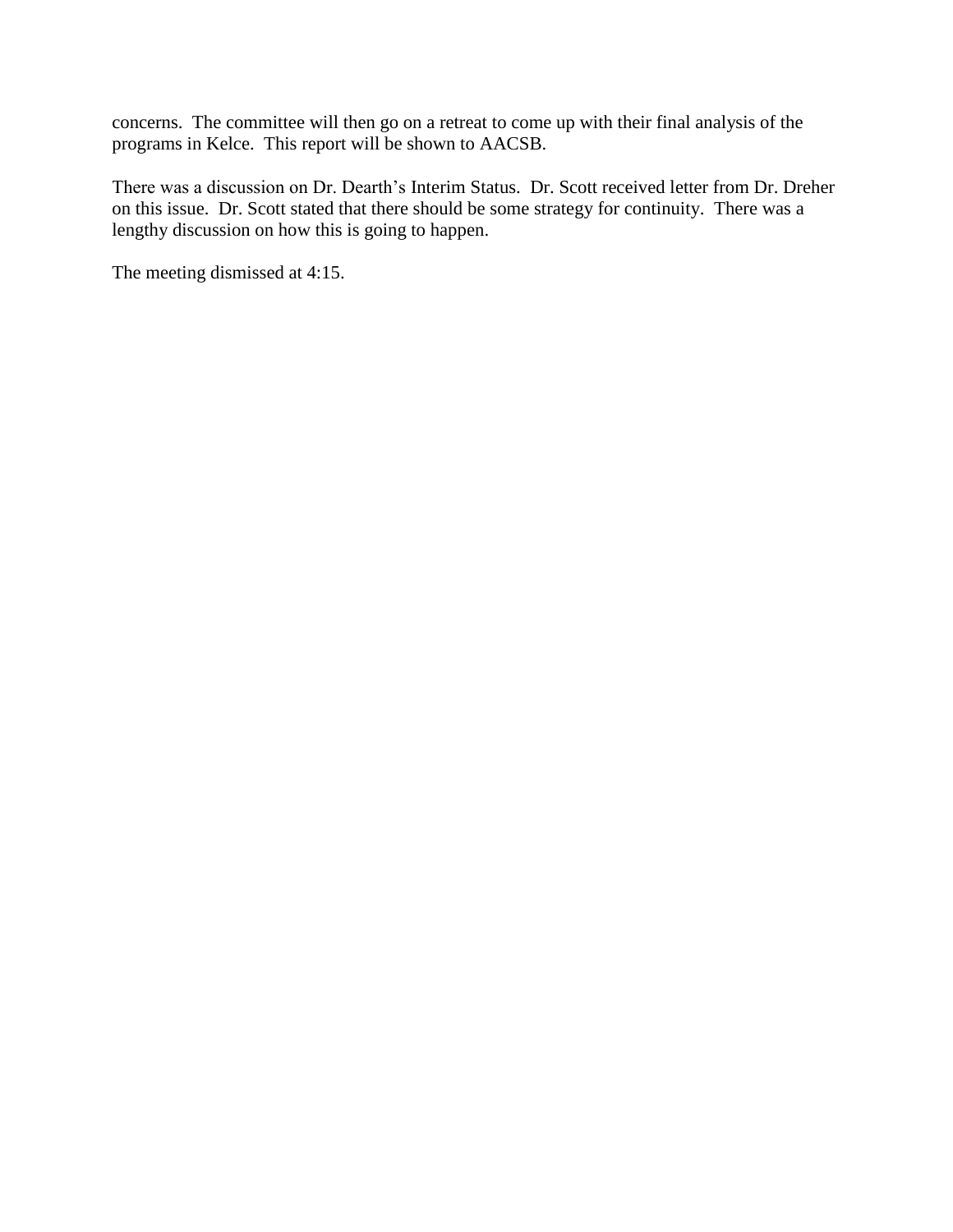concerns. The committee will then go on a retreat to come up with their final analysis of the programs in Kelce. This report will be shown to AACSB.

There was a discussion on Dr. Dearth's Interim Status. Dr. Scott received letter from Dr. Dreher on this issue. Dr. Scott stated that there should be some strategy for continuity. There was a lengthy discussion on how this is going to happen.

The meeting dismissed at 4:15.